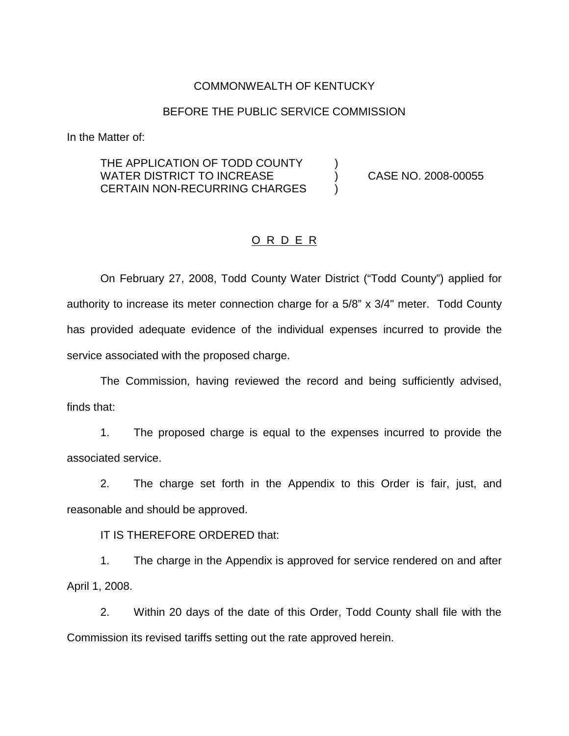COMMONWEALTH OF KENTUCKY

BEFORE THE PUBLIC SERVICE COMMISSION

In the Matter of:

THE APPLICATION OF TODD COUNTY WATER DISTRICT TO INCREASE CERTAIN NON-RECURRING CHARGES ) CASE NO. 2008-00055

O R D E R

On February 27, 2008, Todd County Water District ("Todd County") applied for authority to increase its meter connection charge for a 5/8" x 3/4" meter. Todd County has provided adequate evidence of the individual expenses incurred to provide the service associated with the proposed charge.

The Commission, having reviewed the record and being sufficiently advised, finds that:

1. The proposed charge is equal to the expenses incurred to provide the associated service.

2. The charge set forth in the Appendix to this Order is fair, just, and reasonable and should be approved.

IT IS THEREFORE ORDERED that:

1. The charge in the Appendix is approved for service rendered on and after April 1, 2008.

2. Within 20 days of the date of this Order, Todd County shall file with the Commission its revised tariffs setting out the rate approved herein.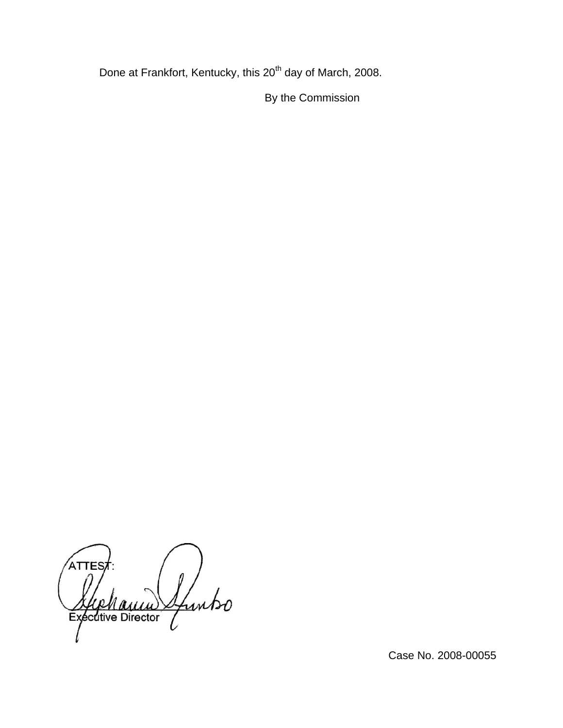Done at Frankfort, Kentucky, this 20th day of March, 2008.

By the Commission

ATTEST:

Executive Director

Case No. 2008-00055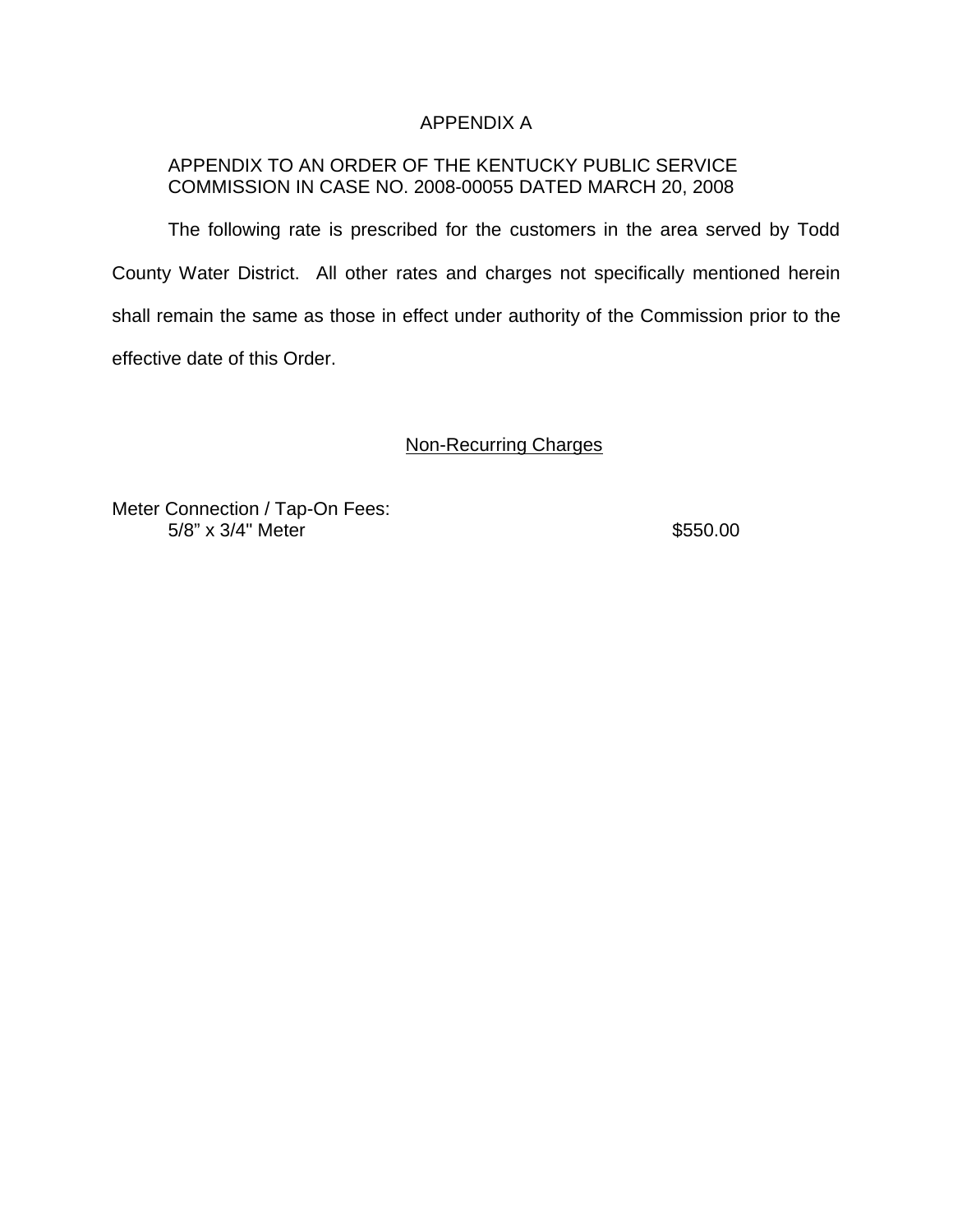# APPENDIX A

APPENDIX TO AN ORDER OF THE KENTUCKY PUBLIC SERVICE COMMISSION IN CASE NO. 2008-00055 DATED MARCH 20, 2008

The following rate is prescribed for the customers in the area served by Todd County Water District. All other rates and charges not specifically mentioned herein shall remain the same as those in effect under authority of the Commission prior to the effective date of this Order.

## Non-Recurring Charges

| | |
|---|---|
| Meter Connection / Tap-On Fees: | |
| 5/8" x 3/4" Meter | $550.00 |